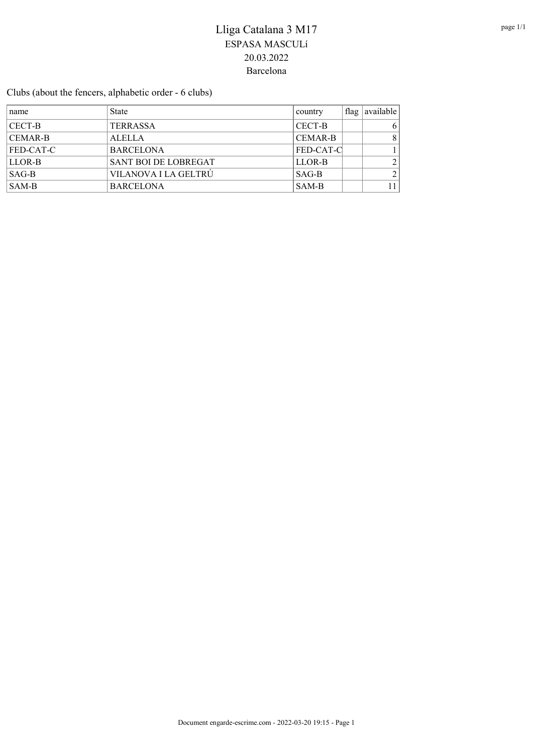# Lliga Catalana 3 M17

ESPASA MASCULí

20.03.2022

Barcelona

Clubs (about the fencers, alphabetic order - 6 clubs)

| name | State | country | flag | available |
|---|---|---|---|---|
| CECT-B | TERRASSA | CECT-B | | 6 |
| CEMAR-B | ALELLA | CEMAR-B | | 8 |
| FED-CAT-C | BARCELONA | FED-CAT-C | | 1 |
| LLOR-B | SANT BOI DE LOBREGAT | LLOR-B | | 2 |
| SAG-B | VILANOVA I LA GELTRÚ | SAG-B | | 2 |
| SAM-B | BARCELONA | SAM-B | | 11 |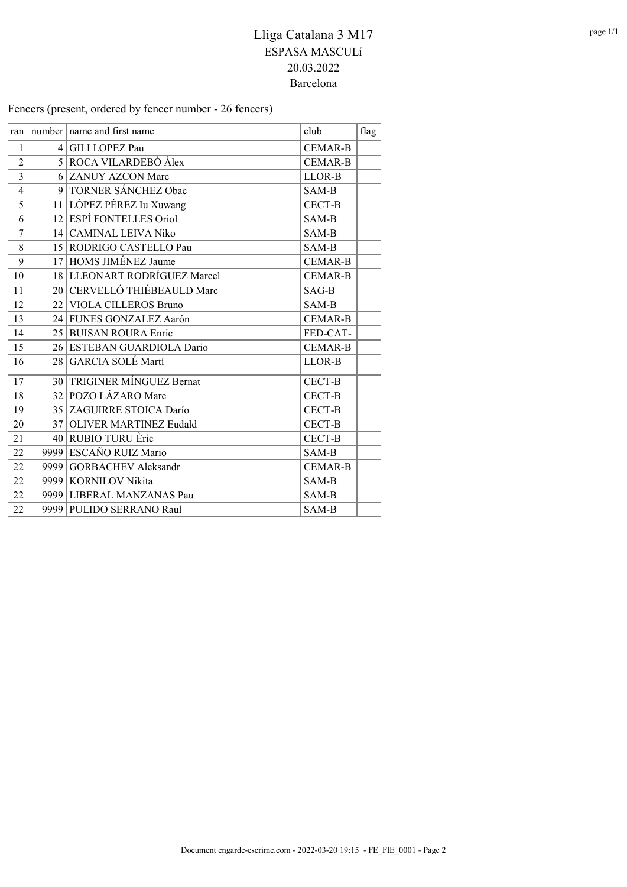# Lliga Catalana 3 M17

ESPASA MASCULí

20.03.2022

Barcelona

Fencers (present, ordered by fencer number - 26 fencers)

| ran | number | name and first name | club | flag |
|---|---|---|---|---|
| 1 | 4 | GILI LOPEZ Pau | CEMAR-B | |
| 2 | 5 | ROCA VILARDEBÒ Àlex | CEMAR-B | |
| 3 | 6 | ZANUY AZCON Marc | LLOR-B | |
| 4 | 9 | TORNER SÁNCHEZ Obac | SAM-B | |
| 5 | 11 | LÓPEZ PÉREZ Iu Xuwang | CECT-B | |
| 6 | 12 | ESPÍ FONTELLES Oriol | SAM-B | |
| 7 | 14 | CAMINAL LEIVA Niko | SAM-B | |
| 8 | 15 | RODRIGO CASTELLO Pau | SAM-B | |
| 9 | 17 | HOMS JIMÉNEZ Jaume | CEMAR-B | |
| 10 | 18 | LLEONART RODRÍGUEZ Marcel | CEMAR-B | |
| 11 | 20 | CERVELLÓ THIÉBEAULD Marc | SAG-B | |
| 12 | 22 | VIOLA CILLEROS Bruno | SAM-B | |
| 13 | 24 | FUNES GONZALEZ Aarón | CEMAR-B | |
| 14 | 25 | BUISAN ROURA Enric | FED-CAT- | |
| 15 | 26 | ESTEBAN GUARDIOLA Dario | CEMAR-B | |
| 16 | 28 | GARCIA SOLÉ Martí | LLOR-B | |
| 17 | 30 | TRIGINER MÍNGUEZ Bernat | CECT-B | |
| 18 | 32 | POZO LÁZARO Marc | CECT-B | |
| 19 | 35 | ZAGUIRRE STOICA Darío | CECT-B | |
| 20 | 37 | OLIVER MARTINEZ Eudald | CECT-B | |
| 21 | 40 | RUBIO TURU Èric | CECT-B | |
| 22 | 9999 | ESCAÑO RUIZ Mario | SAM-B | |
| 22 | 9999 | GORBACHEV Aleksandr | CEMAR-B | |
| 22 | 9999 | KORNILOV Nikita | SAM-B | |
| 22 | 9999 | LIBERAL MANZANAS Pau | SAM-B | |
| 22 | 9999 | PULIDO SERRANO Raul | SAM-B | |

Document engarde-escrime.com - 2022-03-20 19:15 - FE_FIE_0001 - Page 2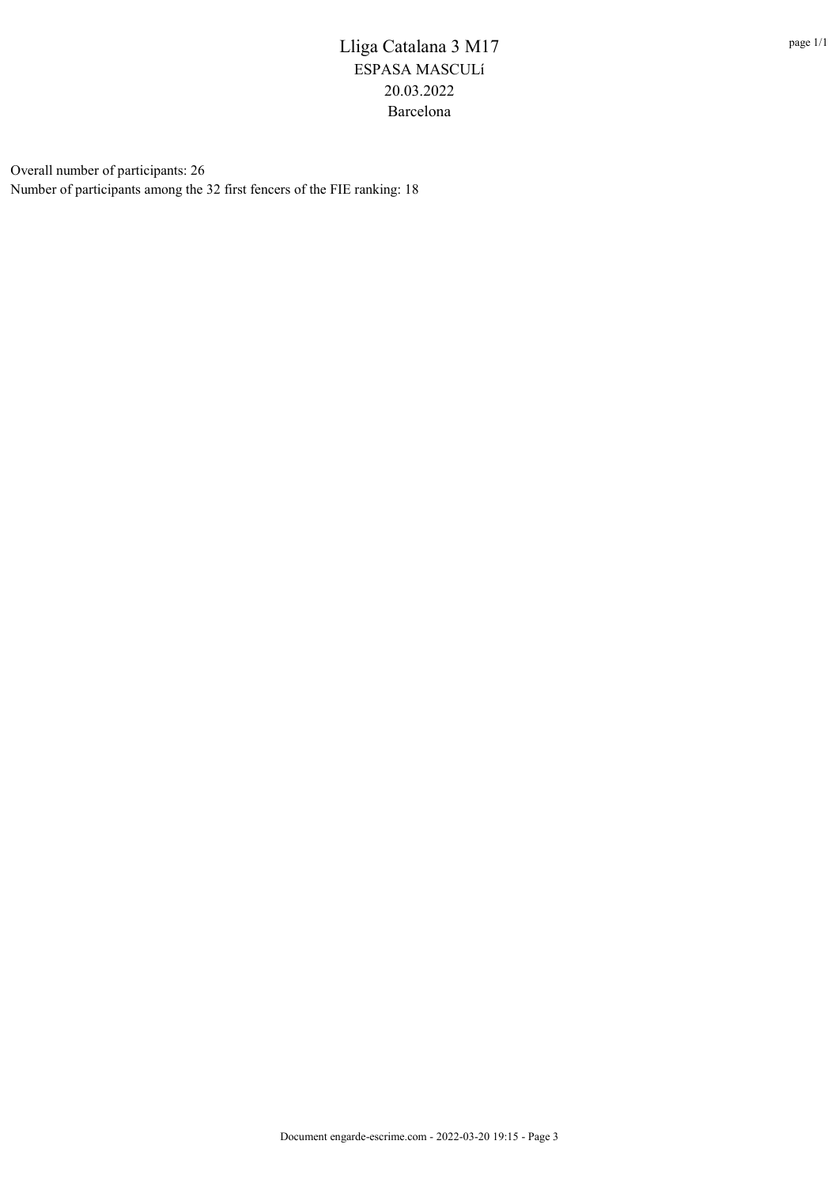# Lliga Catalana 3 M17

ESPASA MASCULí

20.03.2022

Barcelona

Overall number of participants: 26

Number of participants among the 32 first fencers of the FIE ranking: 18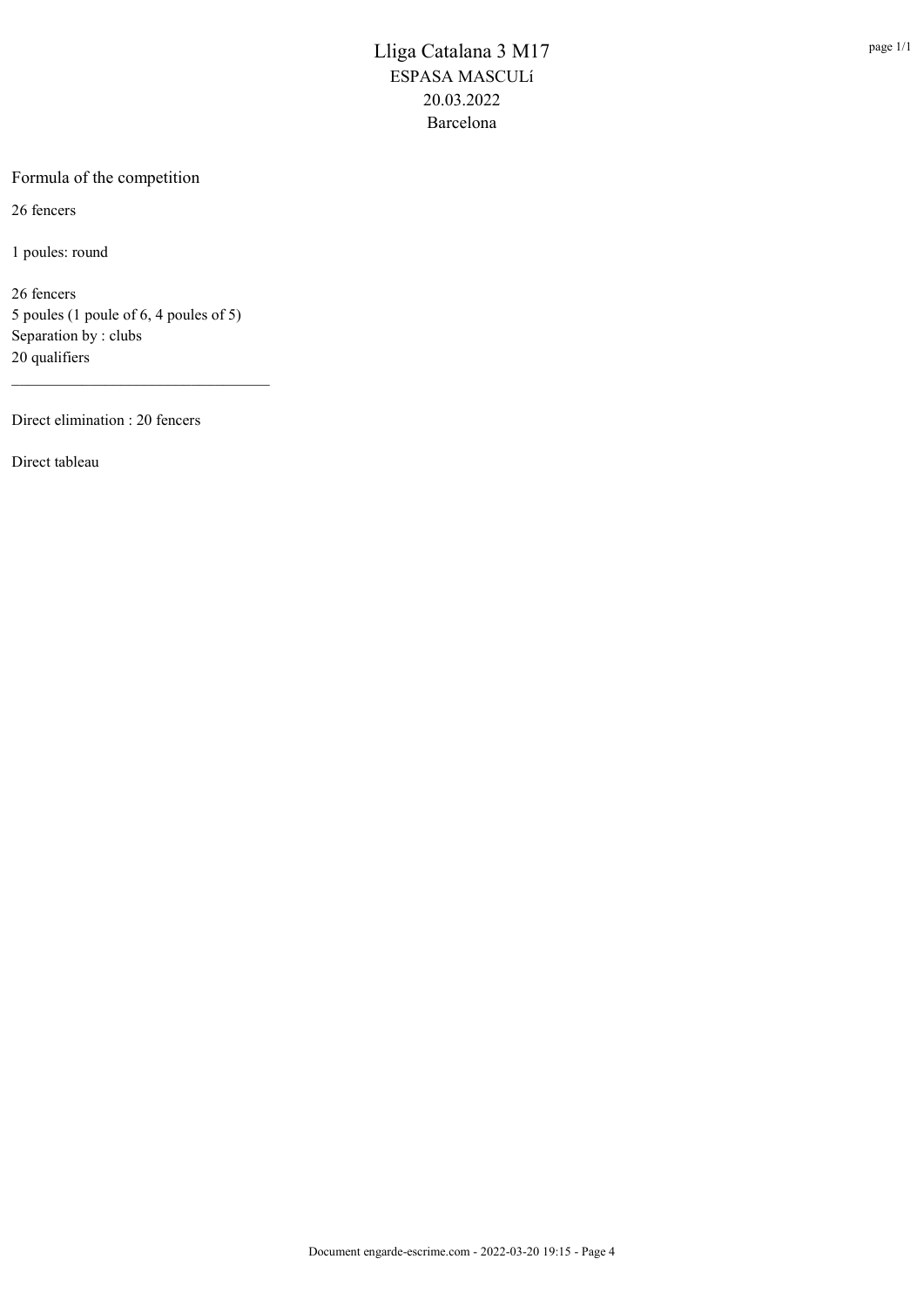# Lliga Catalana 3 M17

ESPASA MASCULí

20.03.2022

Barcelona

## Formula of the competition

26 fencers

1 poules: round

26 fencers
5 poules (1 poule of 6, 4 poules of 5)
Separation by : clubs
20 qualifiers

---

Direct elimination : 20 fencers

Direct tableau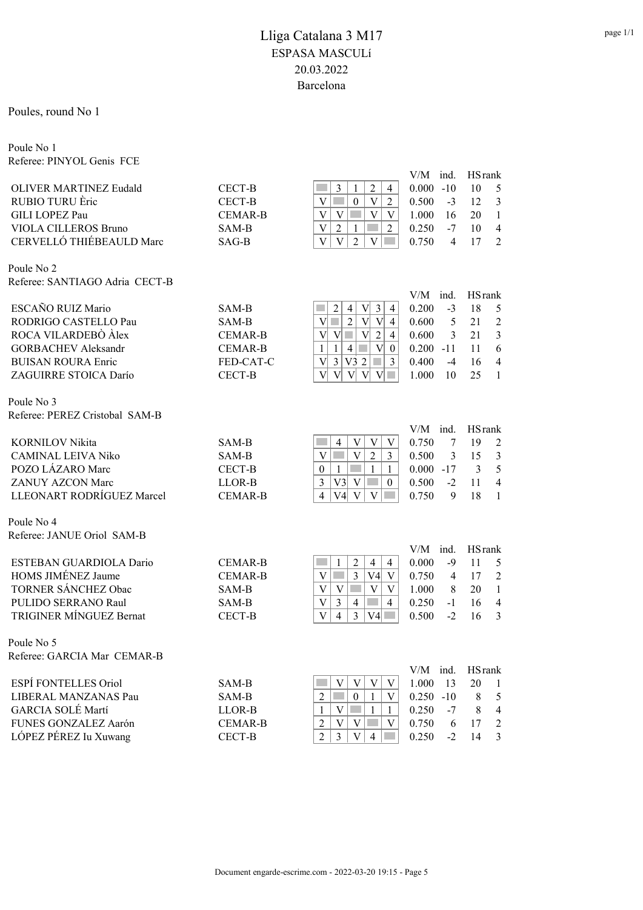# Lliga Catalana 3 M17

## ESPASA MASCULí

## 20.03.2022

## Barcelona

Poules, round No 1

Poule No 1
Referee: PINYOL Genis FCE

| Name | Club | 1 | 2 | 3 | 4 | 5 | V/M | ind. | HS | rank |
|---|---|---|---|---|---|---|---|---|---|---|
| OLIVER MARTINEZ Eudald | CECT-B | | 3 | 1 | 2 | 4 | 0.000 | -10 | 10 | 5 |
| RUBIO TURU Èric | CECT-B | V | | 0 | V | 2 | 0.500 | -3 | 12 | 3 |
| GILI LOPEZ Pau | CEMAR-B | V | V | | V | V | 1.000 | 16 | 20 | 1 |
| VIOLA CILLEROS Bruno | SAM-B | V | 2 | 1 | | 2 | 0.250 | -7 | 10 | 4 |
| CERVELLÓ THIÉBEAULD Marc | SAG-B | V | V | 2 | V | | 0.750 | 4 | 17 | 2 |

Poule No 2
Referee: SANTIAGO Adria CECT-B

| Name | Club | 1 | 2 | 3 | 4 | 5 | 6 | V/M | ind. | HS | rank |
|---|---|---|---|---|---|---|---|---|---|---|---|
| ESCAÑO RUIZ Mario | SAM-B | | 2 | 4 | V | 3 | 4 | 0.200 | -3 | 18 | 5 |
| RODRIGO CASTELLO Pau | SAM-B | V | | 2 | V | V | 4 | 0.600 | 5 | 21 | 2 |
| ROCA VILARDEBÒ Àlex | CEMAR-B | V | V | | V | 2 | 4 | 0.600 | 3 | 21 | 3 |
| GORBACHEV Aleksandr | CEMAR-B | 1 | 1 | 4 | | V | 0 | 0.200 | -11 | 11 | 6 |
| BUISAN ROURA Enric | FED-CAT-C | V | 3 | V3 | 2 | | 3 | 0.400 | -4 | 16 | 4 |
| ZAGUIRRE STOICA Darío | CECT-B | V | V | V | V | V | | 1.000 | 10 | 25 | 1 |

Poule No 3
Referee: PEREZ Cristobal SAM-B

| Name | Club | 1 | 2 | 3 | 4 | 5 | V/M | ind. | HS | rank |
|---|---|---|---|---|---|---|---|---|---|---|
| KORNILOV Nikita | SAM-B | | 4 | V | V | V | 0.750 | 7 | 19 | 2 |
| CAMINAL LEIVA Niko | SAM-B | V | | V | 2 | 3 | 0.500 | 3 | 15 | 3 |
| POZO LÁZARO Marc | CECT-B | 0 | 1 | | 1 | 1 | 0.000 | -17 | 3 | 5 |
| ZANUY AZCON Marc | LLOR-B | 3 | V3 | V | | 0 | 0.500 | -2 | 11 | 4 |
| LLEONART RODRÍGUEZ Marcel | CEMAR-B | 4 | V4 | V | V | | 0.750 | 9 | 18 | 1 |

Poule No 4
Referee: JANUE Oriol SAM-B

| Name | Club | 1 | 2 | 3 | 4 | 5 | V/M | ind. | HS | rank |
|---|---|---|---|---|---|---|---|---|---|---|
| ESTEBAN GUARDIOLA Dario | CEMAR-B | | 1 | 2 | 4 | 4 | 0.000 | -9 | 11 | 5 |
| HOMS JIMÉNEZ Jaume | CEMAR-B | V | | 3 | V4 | V | 0.750 | 4 | 17 | 2 |
| TORNER SÁNCHEZ Obac | SAM-B | V | V | | V | V | 1.000 | 8 | 20 | 1 |
| PULIDO SERRANO Raul | SAM-B | V | 3 | 4 | | 4 | 0.250 | -1 | 16 | 4 |
| TRIGINER MÍNGUEZ Bernat | CECT-B | V | 4 | 3 | V4 | | 0.500 | -2 | 16 | 3 |

Poule No 5
Referee: GARCIA Mar CEMAR-B

| Name | Club | 1 | 2 | 3 | 4 | 5 | V/M | ind. | HS | rank |
|---|---|---|---|---|---|---|---|---|---|---|
| ESPÍ FONTELLES Oriol | SAM-B | | V | V | V | V | 1.000 | 13 | 20 | 1 |
| LIBERAL MANZANAS Pau | SAM-B | 2 | | 0 | 1 | V | 0.250 | -10 | 8 | 5 |
| GARCIA SOLÉ Martí | LLOR-B | 1 | V | | 1 | 1 | 0.250 | -7 | 8 | 4 |
| FUNES GONZALEZ Aarón | CEMAR-B | 2 | V | V | | V | 0.750 | 6 | 17 | 2 |
| LÓPEZ PÉREZ Iu Xuwang | CECT-B | 2 | 3 | V | 4 | | 0.250 | -2 | 14 | 3 |

Document engarde-escrime.com - 2022-03-20 19:15 - Page 5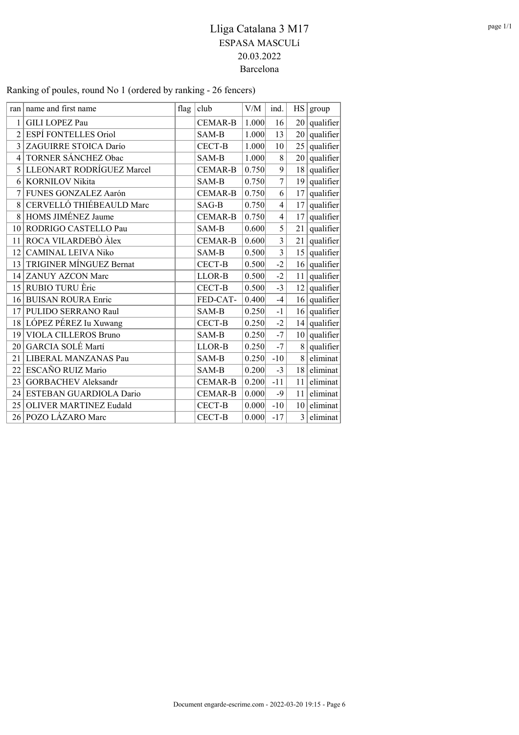# Lliga Catalana 3 M17

## ESPASA MASCULí

20.03.2022

Barcelona

Ranking of poules, round No 1 (ordered by ranking - 26 fencers)

| ran | name and first name | flag | club | V/M | ind. | HS | group |
|---|---|---|---|---|---|---|---|
| 1 | GILI LOPEZ Pau | | CEMAR-B | 1.000 | 16 | 20 | qualifier |
| 2 | ESPÍ FONTELLES Oriol | | SAM-B | 1.000 | 13 | 20 | qualifier |
| 3 | ZAGUIRRE STOICA Darío | | CECT-B | 1.000 | 10 | 25 | qualifier |
| 4 | TORNER SÁNCHEZ Obac | | SAM-B | 1.000 | 8 | 20 | qualifier |
| 5 | LLEONART RODRÍGUEZ Marcel | | CEMAR-B | 0.750 | 9 | 18 | qualifier |
| 6 | KORNILOV Nikita | | SAM-B | 0.750 | 7 | 19 | qualifier |
| 7 | FUNES GONZALEZ Aarón | | CEMAR-B | 0.750 | 6 | 17 | qualifier |
| 8 | CERVELLÓ THIÉBEAULD Marc | | SAG-B | 0.750 | 4 | 17 | qualifier |
| 8 | HOMS JIMÉNEZ Jaume | | CEMAR-B | 0.750 | 4 | 17 | qualifier |
| 10 | RODRIGO CASTELLO Pau | | SAM-B | 0.600 | 5 | 21 | qualifier |
| 11 | ROCA VILARDEBÒ Àlex | | CEMAR-B | 0.600 | 3 | 21 | qualifier |
| 12 | CAMINAL LEIVA Niko | | SAM-B | 0.500 | 3 | 15 | qualifier |
| 13 | TRIGINER MÍNGUEZ Bernat | | CECT-B | 0.500 | -2 | 16 | qualifier |
| 14 | ZANUY AZCON Marc | | LLOR-B | 0.500 | -2 | 11 | qualifier |
| 15 | RUBIO TURU Èric | | CECT-B | 0.500 | -3 | 12 | qualifier |
| 16 | BUISAN ROURA Enric | | FED-CAT- | 0.400 | -4 | 16 | qualifier |
| 17 | PULIDO SERRANO Raul | | SAM-B | 0.250 | -1 | 16 | qualifier |
| 18 | LÓPEZ PÉREZ Iu Xuwang | | CECT-B | 0.250 | -2 | 14 | qualifier |
| 19 | VIOLA CILLEROS Bruno | | SAM-B | 0.250 | -7 | 10 | qualifier |
| 20 | GARCIA SOLÉ Martí | | LLOR-B | 0.250 | -7 | 8 | qualifier |
| 21 | LIBERAL MANZANAS Pau | | SAM-B | 0.250 | -10 | 8 | eliminat |
| 22 | ESCAÑO RUIZ Mario | | SAM-B | 0.200 | -3 | 18 | eliminat |
| 23 | GORBACHEV Aleksandr | | CEMAR-B | 0.200 | -11 | 11 | eliminat |
| 24 | ESTEBAN GUARDIOLA Dario | | CEMAR-B | 0.000 | -9 | 11 | eliminat |
| 25 | OLIVER MARTINEZ Eudald | | CECT-B | 0.000 | -10 | 10 | eliminat |
| 26 | POZO LÁZARO Marc | | CECT-B | 0.000 | -17 | 3 | eliminat |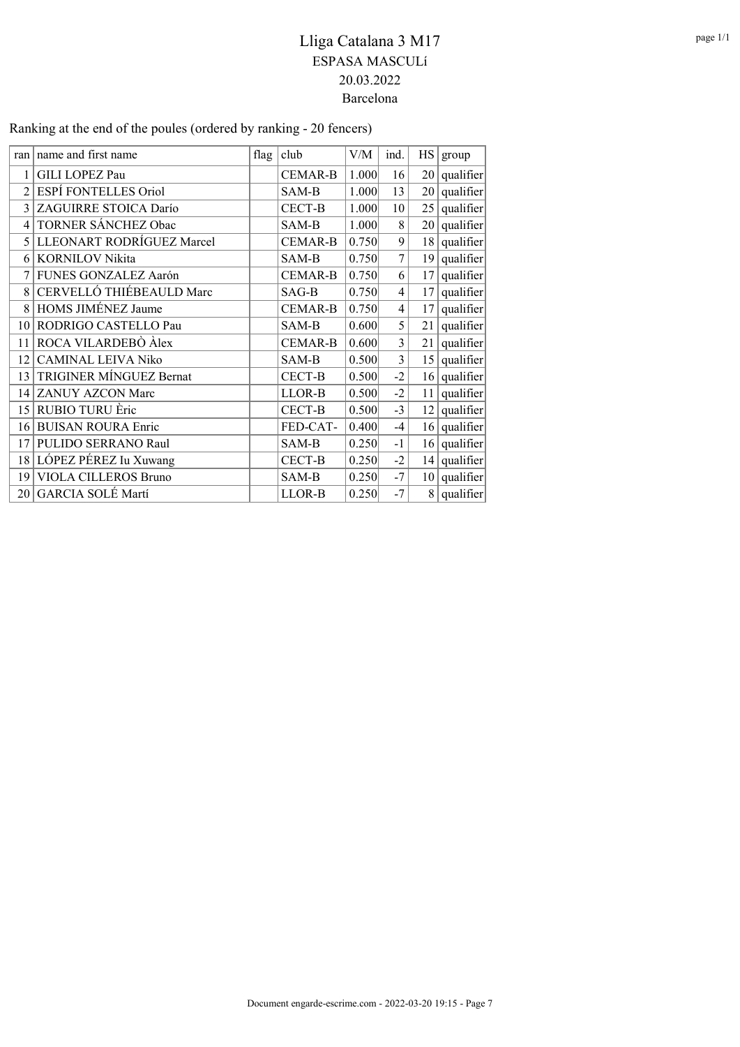# Lliga Catalana 3 M17

ESPASA MASCULí

20.03.2022

Barcelona

Ranking at the end of the poules (ordered by ranking - 20 fencers)

| ran | name and first name | flag | club | V/M | ind. | HS | group |
|---|---|---|---|---|---|---|---|
| 1 | GILI LOPEZ Pau | | CEMAR-B | 1.000 | 16 | 20 | qualifier |
| 2 | ESPÍ FONTELLES Oriol | | SAM-B | 1.000 | 13 | 20 | qualifier |
| 3 | ZAGUIRRE STOICA Darío | | CECT-B | 1.000 | 10 | 25 | qualifier |
| 4 | TORNER SÁNCHEZ Obac | | SAM-B | 1.000 | 8 | 20 | qualifier |
| 5 | LLEONART RODRÍGUEZ Marcel | | CEMAR-B | 0.750 | 9 | 18 | qualifier |
| 6 | KORNILOV Nikita | | SAM-B | 0.750 | 7 | 19 | qualifier |
| 7 | FUNES GONZALEZ Aarón | | CEMAR-B | 0.750 | 6 | 17 | qualifier |
| 8 | CERVELLÓ THIÉBEAULD Marc | | SAG-B | 0.750 | 4 | 17 | qualifier |
| 8 | HOMS JIMÉNEZ Jaume | | CEMAR-B | 0.750 | 4 | 17 | qualifier |
| 10 | RODRIGO CASTELLO Pau | | SAM-B | 0.600 | 5 | 21 | qualifier |
| 11 | ROCA VILARDEBÒ Àlex | | CEMAR-B | 0.600 | 3 | 21 | qualifier |
| 12 | CAMINAL LEIVA Niko | | SAM-B | 0.500 | 3 | 15 | qualifier |
| 13 | TRIGINER MÍNGUEZ Bernat | | CECT-B | 0.500 | -2 | 16 | qualifier |
| 14 | ZANUY AZCON Marc | | LLOR-B | 0.500 | -2 | 11 | qualifier |
| 15 | RUBIO TURU Èric | | CECT-B | 0.500 | -3 | 12 | qualifier |
| 16 | BUISAN ROURA Enric | | FED-CAT- | 0.400 | -4 | 16 | qualifier |
| 17 | PULIDO SERRANO Raul | | SAM-B | 0.250 | -1 | 16 | qualifier |
| 18 | LÓPEZ PÉREZ Iu Xuwang | | CECT-B | 0.250 | -2 | 14 | qualifier |
| 19 | VIOLA CILLEROS Bruno | | SAM-B | 0.250 | -7 | 10 | qualifier |
| 20 | GARCIA SOLÉ Martí | | LLOR-B | 0.250 | -7 | 8 | qualifier |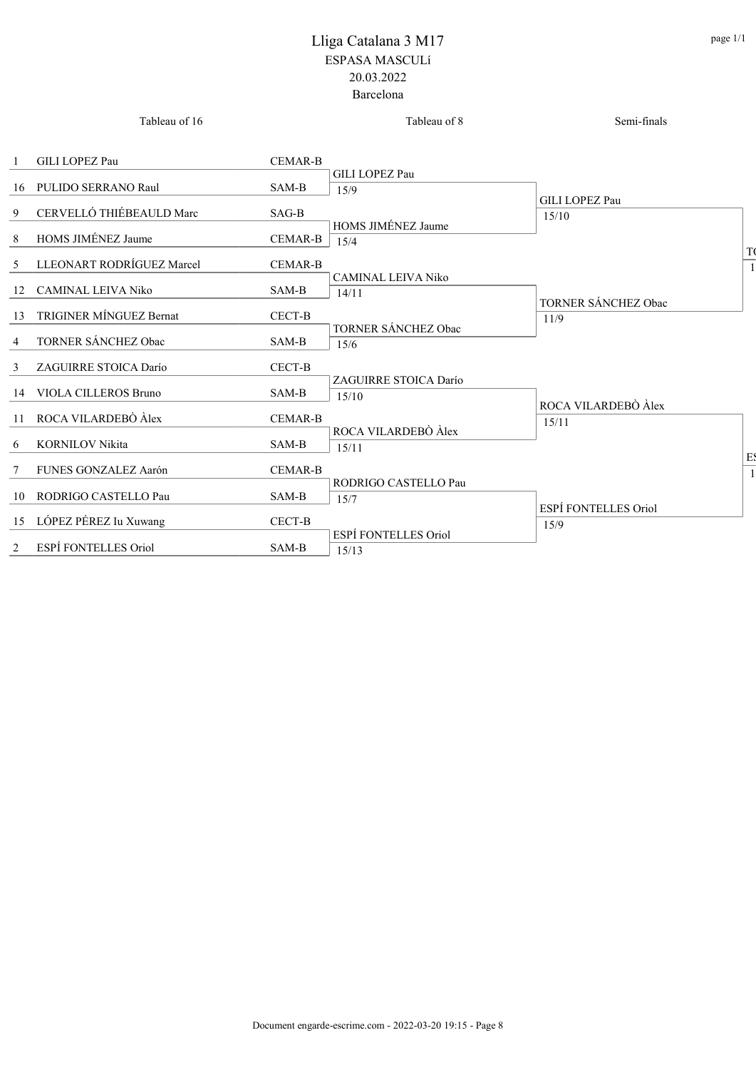# Lliga Catalana 3 M17

ESPASA MASCULí

20.03.2022

Barcelona

| Tableau of 16 | | | Tableau of 8 | Semi-finals | |
|---|---|---|---|---|---|
| 1 | GILI LOPEZ Pau | CEMAR-B | | | |
| | | | GILI LOPEZ Pau 15/9 | | |
| 16 | PULIDO SERRANO Raul | SAM-B | | | |
| | | | | GILI LOPEZ Pau 15/10 | |
| 9 | CERVELLÓ THIÉBEAULD Marc | SAG-B | | | |
| | | | HOMS JIMÉNEZ Jaume 15/4 | | |
| 8 | HOMS JIMÉNEZ Jaume | CEMAR-B | | | |
| | | | | | TO 1 |
| 5 | LLEONART RODRÍGUEZ Marcel | CEMAR-B | | | |
| | | | CAMINAL LEIVA Niko 14/11 | | |
| 12 | CAMINAL LEIVA Niko | SAM-B | | | |
| | | | | TORNER SÁNCHEZ Obac 11/9 | |
| 13 | TRIGINER MÍNGUEZ Bernat | CECT-B | | | |
| | | | TORNER SÁNCHEZ Obac 15/6 | | |
| 4 | TORNER SÁNCHEZ Obac | SAM-B | | | |
| 3 | ZAGUIRRE STOICA Darío | CECT-B | | | |
| | | | ZAGUIRRE STOICA Darío 15/10 | | |
| 14 | VIOLA CILLEROS Bruno | SAM-B | | | |
| | | | | ROCA VILARDEBÒ Àlex 15/11 | |
| 11 | ROCA VILARDEBÒ Àlex | CEMAR-B | | | |
| | | | ROCA VILARDEBÒ Àlex 15/11 | | |
| 6 | KORNILOV Nikita | SAM-B | | | |
| | | | | | ES 1 |
| 7 | FUNES GONZALEZ Aarón | CEMAR-B | | | |
| | | | RODRIGO CASTELLO Pau 15/7 | | |
| 10 | RODRIGO CASTELLO Pau | SAM-B | | | |
| | | | | ESPÍ FONTELLES Oriol 15/9 | |
| 15 | LÓPEZ PÉREZ Iu Xuwang | CECT-B | | | |
| | | | ESPÍ FONTELLES Oriol 15/13 | | |
| 2 | ESPÍ FONTELLES Oriol | SAM-B | | | |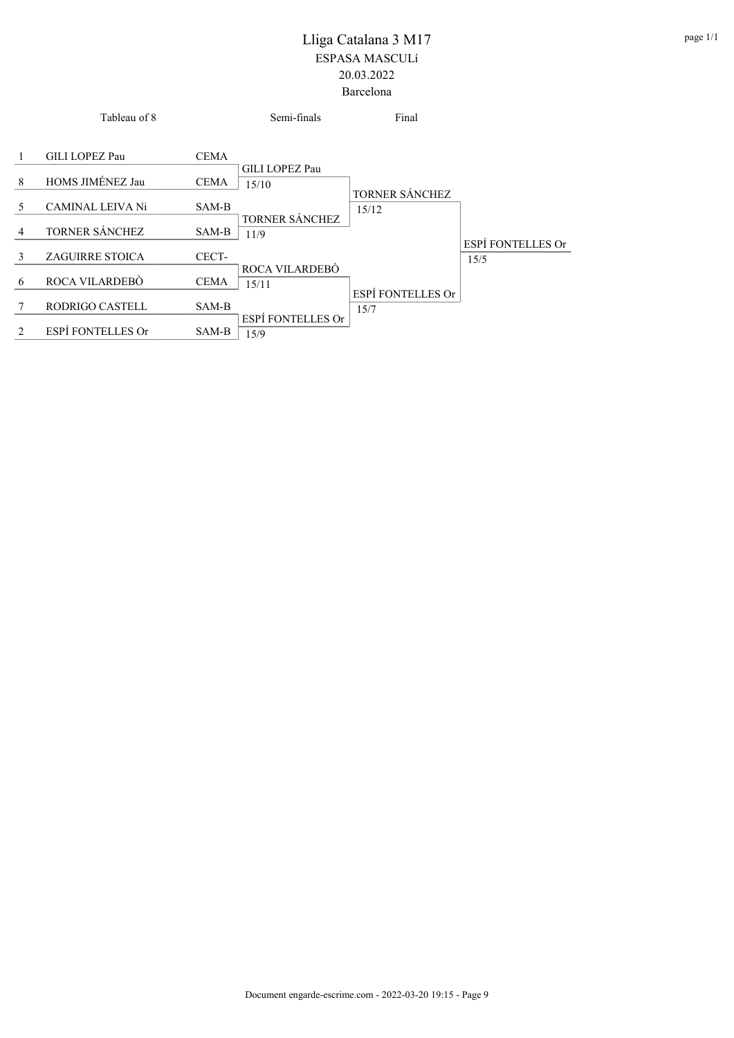# Lliga Catalana 3 M17

## ESPASA MASCULí

20.03.2022

Barcelona

| Seed | Tableau of 8 | Club | Semi-finals | Final | |
|---|---|---|---|---|---|
| 1 | GILI LOPEZ Pau | CEMA | GILI LOPEZ Pau 15/10 | TORNER SÁNCHEZ 15/12 | ESPÍ FONTELLES Or 15/5 |
| 8 | HOMS JIMÉNEZ Jau | CEMA | | | |
| 5 | CAMINAL LEIVA Ni | SAM-B | TORNER SÁNCHEZ 11/9 | | |
| 4 | TORNER SÁNCHEZ | SAM-B | | | |
| 3 | ZAGUIRRE STOICA | CECT- | ROCA VILARDEBÒ 15/11 | ESPÍ FONTELLES Or 15/7 | |
| 6 | ROCA VILARDEBÒ | CEMA | | | |
| 7 | RODRIGO CASTELL | SAM-B | ESPÍ FONTELLES Or 15/9 | | |
| 2 | ESPÍ FONTELLES Or | SAM-B | | | |

Document engarde-escrime.com - 2022-03-20 19:15 - Page 9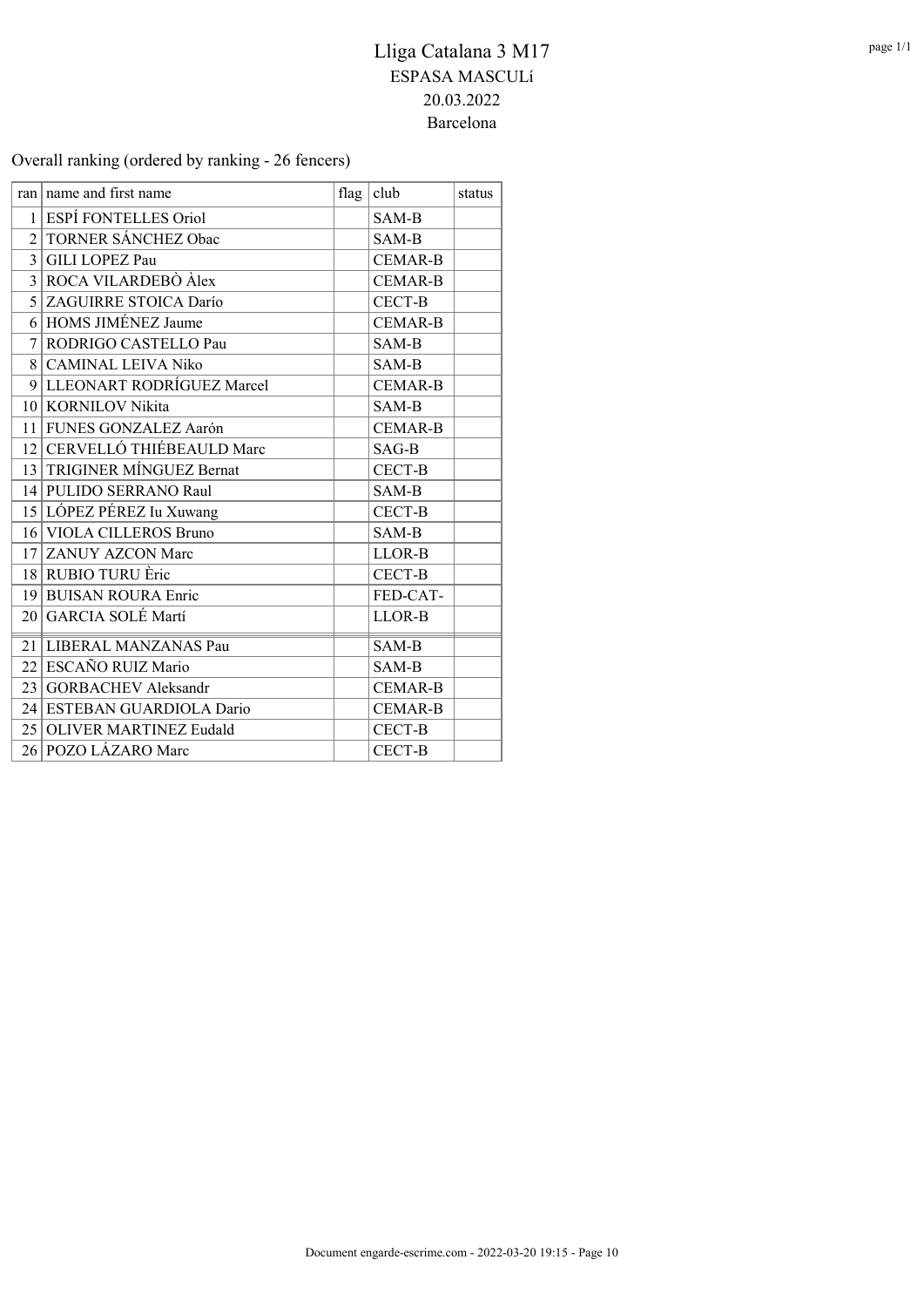# Lliga Catalana 3 M17

ESPASA MASCULí

20.03.2022

Barcelona

Overall ranking (ordered by ranking - 26 fencers)

| ran | name and first name | flag | club | status |
|---|---|---|---|---|
| 1 | ESPÍ FONTELLES Oriol | | SAM-B | |
| 2 | TORNER SÁNCHEZ Obac | | SAM-B | |
| 3 | GILI LOPEZ Pau | | CEMAR-B | |
| 3 | ROCA VILARDEBÒ Àlex | | CEMAR-B | |
| 5 | ZAGUIRRE STOICA Darío | | CECT-B | |
| 6 | HOMS JIMÉNEZ Jaume | | CEMAR-B | |
| 7 | RODRIGO CASTELLO Pau | | SAM-B | |
| 8 | CAMINAL LEIVA Niko | | SAM-B | |
| 9 | LLEONART RODRÍGUEZ Marcel | | CEMAR-B | |
| 10 | KORNILOV Nikita | | SAM-B | |
| 11 | FUNES GONZALEZ Aarón | | CEMAR-B | |
| 12 | CERVELLÓ THIÉBEAULD Marc | | SAG-B | |
| 13 | TRIGINER MÍNGUEZ Bernat | | CECT-B | |
| 14 | PULIDO SERRANO Raul | | SAM-B | |
| 15 | LÓPEZ PÉREZ Iu Xuwang | | CECT-B | |
| 16 | VIOLA CILLEROS Bruno | | SAM-B | |
| 17 | ZANUY AZCON Marc | | LLOR-B | |
| 18 | RUBIO TURU Èric | | CECT-B | |
| 19 | BUISAN ROURA Enric | | FED-CAT- | |
| 20 | GARCIA SOLÉ Martí | | LLOR-B | |
| 21 | LIBERAL MANZANAS Pau | | SAM-B | |
| 22 | ESCAÑO RUIZ Mario | | SAM-B | |
| 23 | GORBACHEV Aleksandr | | CEMAR-B | |
| 24 | ESTEBAN GUARDIOLA Dario | | CEMAR-B | |
| 25 | OLIVER MARTINEZ Eudald | | CECT-B | |
| 26 | POZO LÁZARO Marc | | CECT-B | |

Document engarde-escrime.com - 2022-03-20 19:15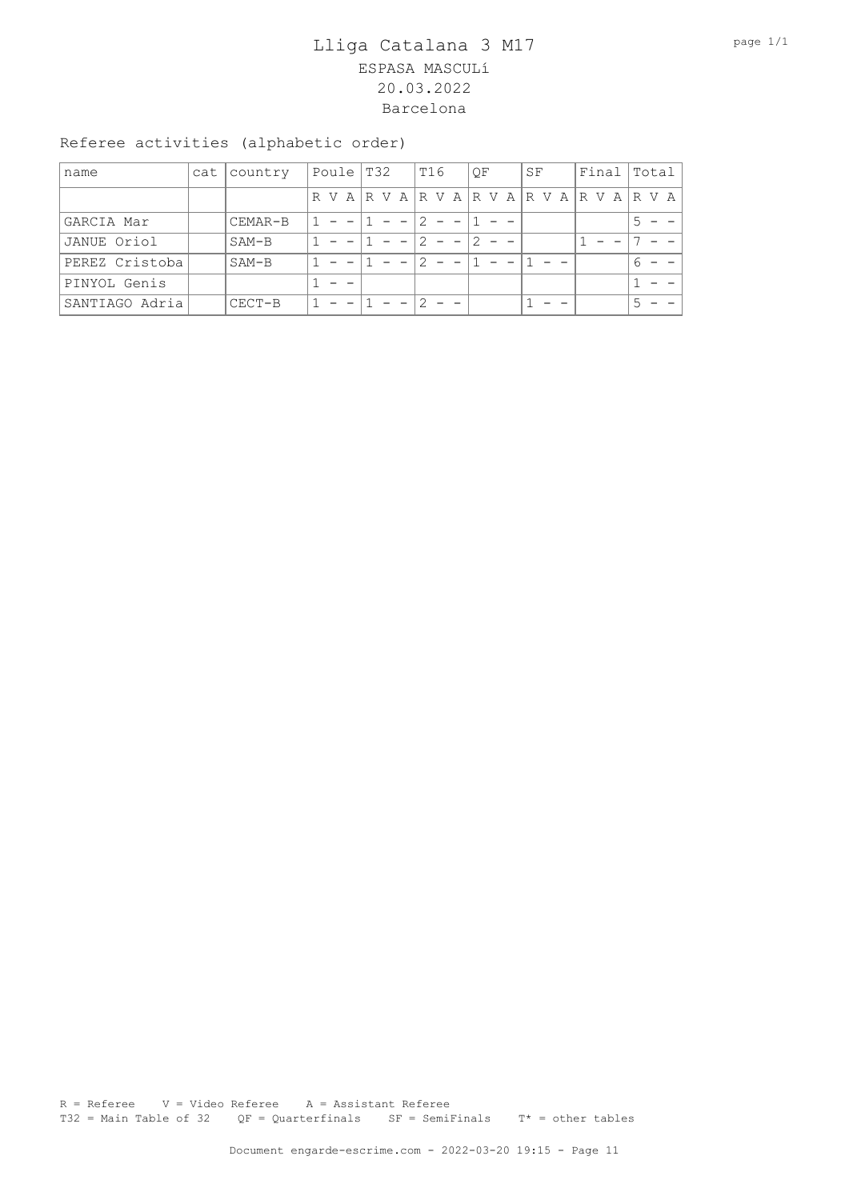# Lliga Catalana 3 M17

ESPASA MASCULí

20.03.2022

Barcelona

Referee activities (alphabetic order)

| name | cat | country | Poule | | | T32 | | | T16 | | | QF | | | SF | | | Final | | | Total | | |
|---|---|---|---|---|---|---|---|---|---|---|---|---|---|---|---|---|---|---|---|---|---|---|---|
| | | | R | V | A | R | V | A | R | V | A | R | V | A | R | V | A | R | V | A | R | V | A |
| GARCIA Mar | | CEMAR-B | 1 | - | - | 1 | - | - | 2 | - | - | 1 | - | - | | | | | | | 5 | - | - |
| JANUE Oriol | | SAM-B | 1 | - | - | 1 | - | - | 2 | - | - | 2 | - | - | | | | 1 | - | - | 7 | - | - |
| PEREZ Cristoba | | SAM-B | 1 | - | - | 1 | - | - | 2 | - | - | 1 | - | - | 1 | - | - | | | | 6 | - | - |
| PINYOL Genis | | | 1 | - | - | | | | | | | | | | | | | | | | 1 | - | - |
| SANTIAGO Adria | | CECT-B | 1 | - | - | 1 | - | - | 2 | - | - | | | | 1 | - | - | | | | 5 | - | - |

R = Referee    V = Video Referee    A = Assistant Referee
T32 = Main Table of 32    QF = Quarterfinals    SF = SemiFinals    T* = other tables

Document engarde-escrime.com - 2022-03-20 19:15